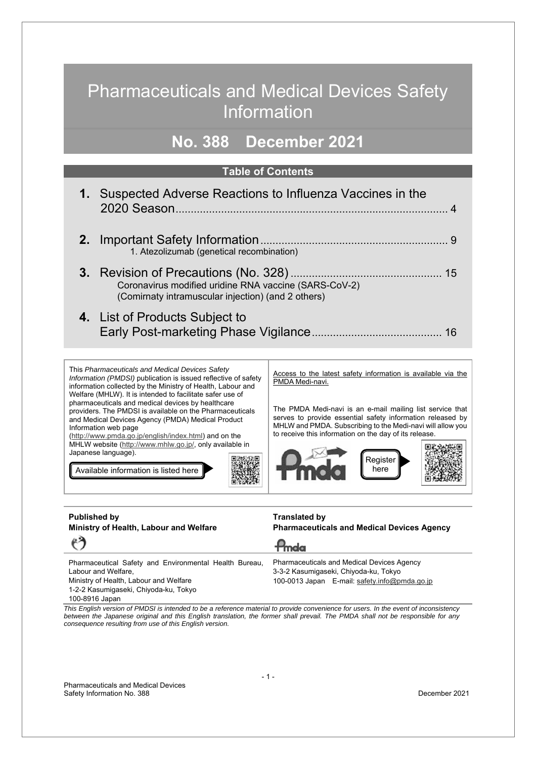# Pharmaceuticals and Medical Devices Safety Information

## No. 388 December 2021

### Table of Contents

**1.** Suspected Adverse Reactions to Influenza Vaccines in the 2020 Season........................................................................................ 4

**2.** Important Safety Information............................................................. 9
   1. Atezolizumab (genetical recombination)

**3.** Revision of Precautions (No. 328)................................................. 15
   Coronavirus modified uridine RNA vaccine (SARS-CoV-2) (Comirnaty intramuscular injection) (and 2 others)

**4.** List of Products Subject to Early Post-marketing Phase Vigilance.......................................... 16

This *Pharmaceuticals and Medical Devices Safety Information (PMDSI)* publication is issued reflective of safety information collected by the Ministry of Health, Labour and Welfare (MHLW). It is intended to facilitate safer use of pharmaceuticals and medical devices by healthcare providers. The PMDSI is available on the Pharmaceuticals and Medical Devices Agency (PMDA) Medical Product Information web page (http://www.pmda.go.jp/english/index.html) and on the MHLW website (http://www.mhlw.go.jp/, only available in Japanese language).

Available information is listed here

Access to the latest safety information is available via the PMDA Medi-navi.

The PMDA Medi-navi is an e-mail mailing list service that serves to provide essential safety information released by MHLW and PMDA. Subscribing to the Medi-navi will allow you to receive this information on the day of its release.

Register here

**Published by**
**Ministry of Health, Labour and Welfare**

Pharmaceutical Safety and Environmental Health Bureau, Labour and Welfare,
Ministry of Health, Labour and Welfare
1-2-2 Kasumigaseki, Chiyoda-ku, Tokyo
100-8916 Japan

**Translated by**
**Pharmaceuticals and Medical Devices Agency**

Pharmaceuticals and Medical Devices Agency
3-3-2 Kasumigaseki, Chiyoda-ku, Tokyo
100-0013 Japan E-mail: safety.info@pmda.go.jp

*This English version of PMDSI is intended to be a reference material to provide convenience for users. In the event of inconsistency between the Japanese original and this English translation, the former shall prevail. The PMDA shall not be responsible for any consequence resulting from use of this English version.*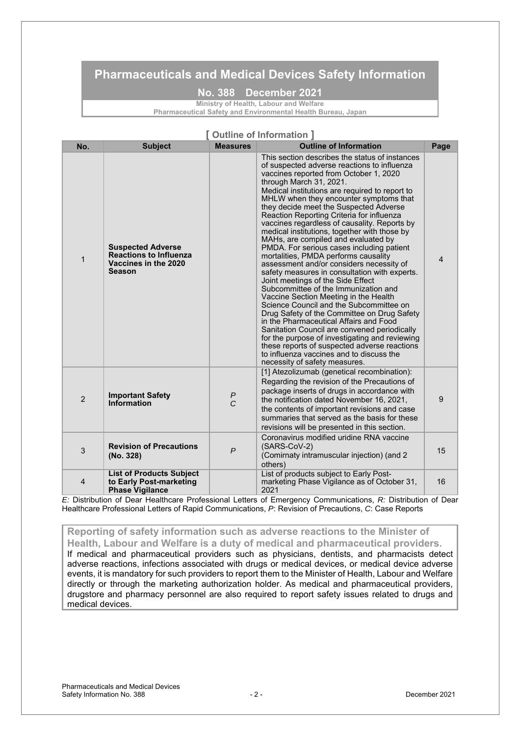# Pharmaceuticals and Medical Devices Safety Information

## No. 388 December 2021

**Ministry of Health, Labour and Welfare**
**Pharmaceutical Safety and Environmental Health Bureau, Japan**

### [ Outline of Information ]

| No. | Subject | Measures | Outline of Information | Page |
|---|---|---|---|---|
| 1 | **Suspected Adverse Reactions to Influenza Vaccines in the 2020 Season** | | This section describes the status of instances of suspected adverse reactions to influenza vaccines reported from October 1, 2020 through March 31, 2021. Medical institutions are required to report to MHLW when they encounter symptoms that they decide meet the Suspected Adverse Reaction Reporting Criteria for influenza vaccines regardless of causality. Reports by medical institutions, together with those by MAHs, are compiled and evaluated by PMDA. For serious cases including patient mortalities, PMDA performs causality assessment and/or considers necessity of safety measures in consultation with experts. Joint meetings of the Side Effect Subcommittee of the Immunization and Vaccine Section Meeting in the Health Science Council and the Subcommittee on Drug Safety of the Committee on Drug Safety in the Pharmaceutical Affairs and Food Sanitation Council are convened periodically for the purpose of investigating and reviewing these reports of suspected adverse reactions to influenza vaccines and to discuss the necessity of safety measures. | 4 |
| 2 | **Important Safety Information** | *P* *C* | [1] Atezolizumab (genetical recombination): Regarding the revision of the Precautions of package inserts of drugs in accordance with the notification dated November 16, 2021, the contents of important revisions and case summaries that served as the basis for these revisions will be presented in this section. | 9 |
| 3 | **Revision of Precautions (No. 328)** | *P* | Coronavirus modified uridine RNA vaccine (SARS-CoV-2) (Comirnaty intramuscular injection) (and 2 others) | 15 |
| 4 | **List of Products Subject to Early Post-marketing Phase Vigilance** | | List of products subject to Early Post-marketing Phase Vigilance as of October 31, 2021 | 16 |

*E:* Distribution of Dear Healthcare Professional Letters of Emergency Communications, *R:* Distribution of Dear Healthcare Professional Letters of Rapid Communications, *P*: Revision of Precautions, *C*: Case Reports

**Reporting of safety information such as adverse reactions to the Minister of Health, Labour and Welfare is a duty of medical and pharmaceutical providers.**

If medical and pharmaceutical providers such as physicians, dentists, and pharmacists detect adverse reactions, infections associated with drugs or medical devices, or medical device adverse events, it is mandatory for such providers to report them to the Minister of Health, Labour and Welfare directly or through the marketing authorization holder. As medical and pharmaceutical providers, drugstore and pharmacy personnel are also required to report safety issues related to drugs and medical devices.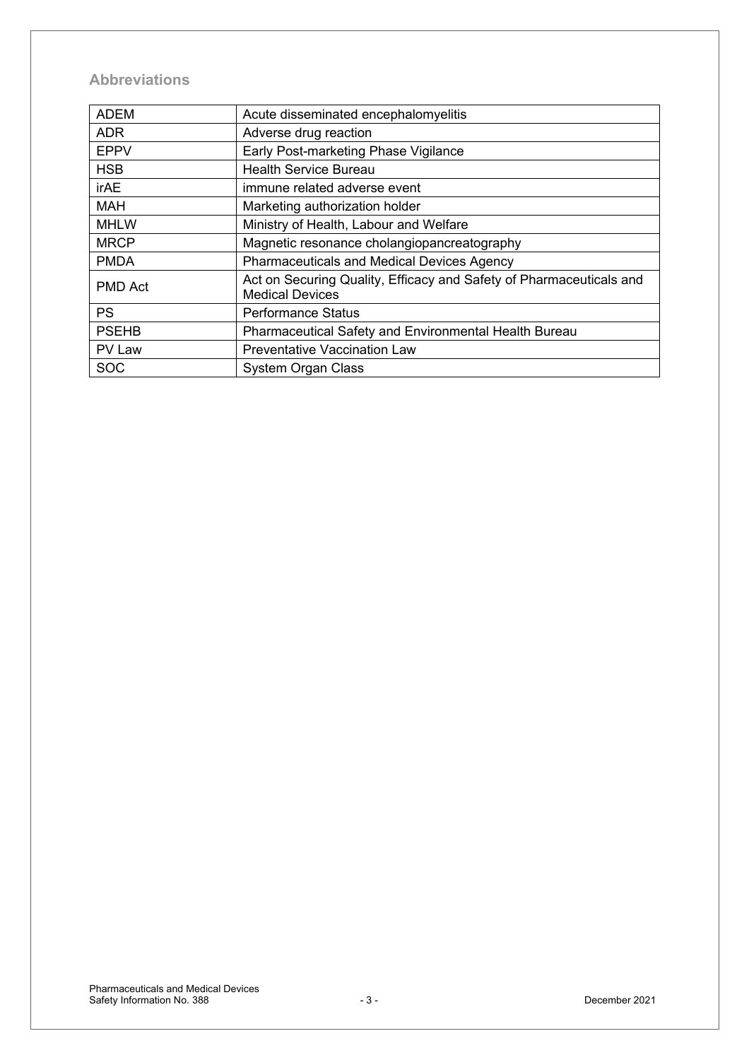## Abbreviations

| | |
|---|---|
| ADEM | Acute disseminated encephalomyelitis |
| ADR | Adverse drug reaction |
| EPPV | Early Post-marketing Phase Vigilance |
| HSB | Health Service Bureau |
| irAE | immune related adverse event |
| MAH | Marketing authorization holder |
| MHLW | Ministry of Health, Labour and Welfare |
| MRCP | Magnetic resonance cholangiopancreatography |
| PMDA | Pharmaceuticals and Medical Devices Agency |
| PMD Act | Act on Securing Quality, Efficacy and Safety of Pharmaceuticals and Medical Devices |
| PS | Performance Status |
| PSEHB | Pharmaceutical Safety and Environmental Health Bureau |
| PV Law | Preventative Vaccination Law |
| SOC | System Organ Class |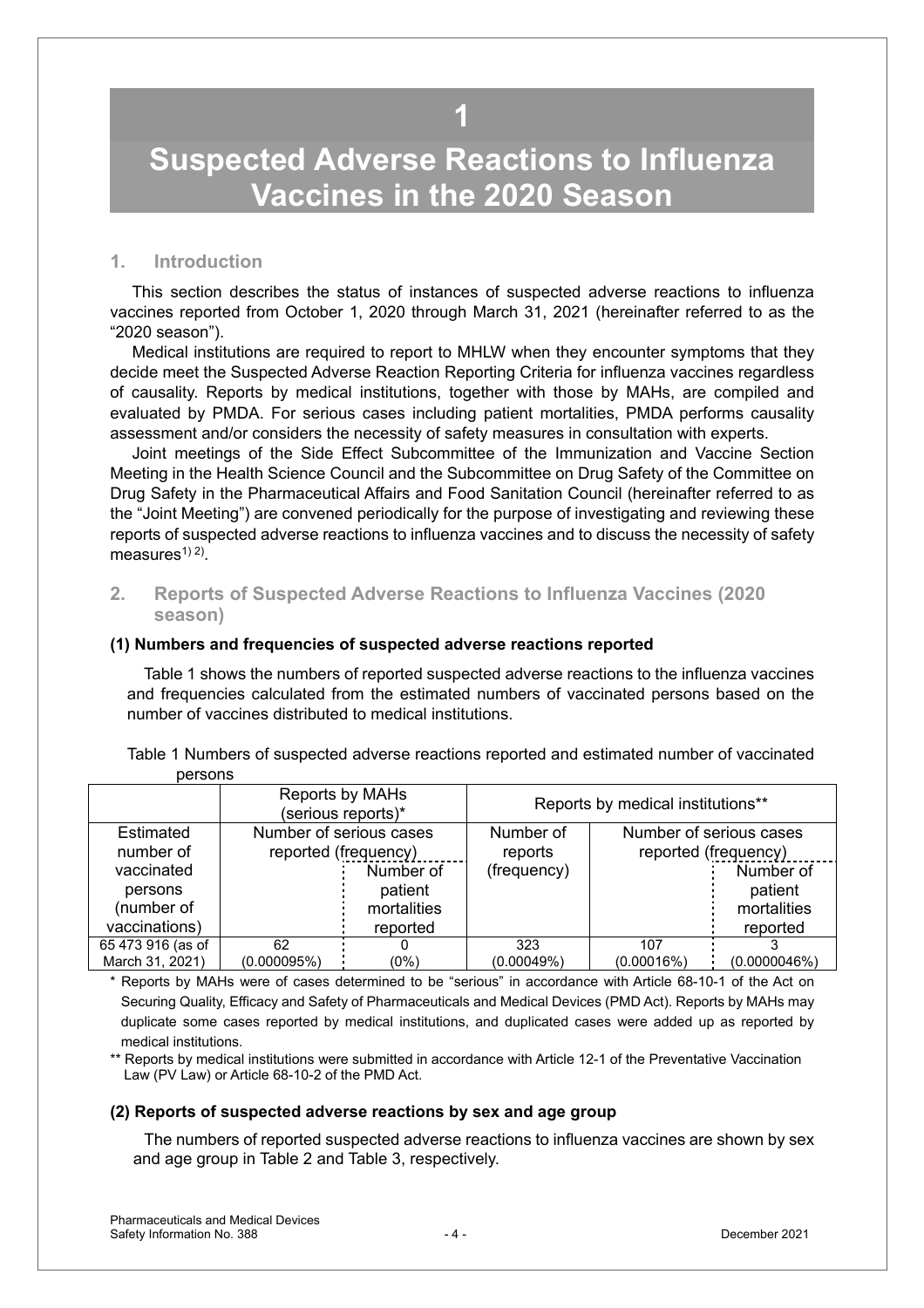# 1

# Suspected Adverse Reactions to Influenza Vaccines in the 2020 Season

## 1. Introduction

This section describes the status of instances of suspected adverse reactions to influenza vaccines reported from October 1, 2020 through March 31, 2021 (hereinafter referred to as the "2020 season").

Medical institutions are required to report to MHLW when they encounter symptoms that they decide meet the Suspected Adverse Reaction Reporting Criteria for influenza vaccines regardless of causality. Reports by medical institutions, together with those by MAHs, are compiled and evaluated by PMDA. For serious cases including patient mortalities, PMDA performs causality assessment and/or considers the necessity of safety measures in consultation with experts.

Joint meetings of the Side Effect Subcommittee of the Immunization and Vaccine Section Meeting in the Health Science Council and the Subcommittee on Drug Safety of the Committee on Drug Safety in the Pharmaceutical Affairs and Food Sanitation Council (hereinafter referred to as the "Joint Meeting") are convened periodically for the purpose of investigating and reviewing these reports of suspected adverse reactions to influenza vaccines and to discuss the necessity of safety measures[1) 2)].

## 2. Reports of Suspected Adverse Reactions to Influenza Vaccines (2020 season)

### (1) Numbers and frequencies of suspected adverse reactions reported

Table 1 shows the numbers of reported suspected adverse reactions to the influenza vaccines and frequencies calculated from the estimated numbers of vaccinated persons based on the number of vaccines distributed to medical institutions.

Table 1 Numbers of suspected adverse reactions reported and estimated number of vaccinated persons

| | Reports by MAHs (serious reports)* | | Reports by medical institutions** | | |
|---|---|---|---|---|---|
| Estimated number of vaccinated persons (number of vaccinations) | Number of serious cases reported (frequency) | | Number of reports (frequency) | Number of serious cases reported (frequency) | |
| | | Number of patient mortalities reported | | | Number of patient mortalities reported |
| 65 473 916 (as of March 31, 2021) | 62 (0.000095%) | 0 (0%) | 323 (0.00049%) | 107 (0.00016%) | 3 (0.0000046%) |

\* Reports by MAHs were of cases determined to be "serious" in accordance with Article 68-10-1 of the Act on Securing Quality, Efficacy and Safety of Pharmaceuticals and Medical Devices (PMD Act). Reports by MAHs may duplicate some cases reported by medical institutions, and duplicated cases were added up as reported by medical institutions.

\*\* Reports by medical institutions were submitted in accordance with Article 12-1 of the Preventative Vaccination Law (PV Law) or Article 68-10-2 of the PMD Act.

### (2) Reports of suspected adverse reactions by sex and age group

The numbers of reported suspected adverse reactions to influenza vaccines are shown by sex and age group in Table 2 and Table 3, respectively.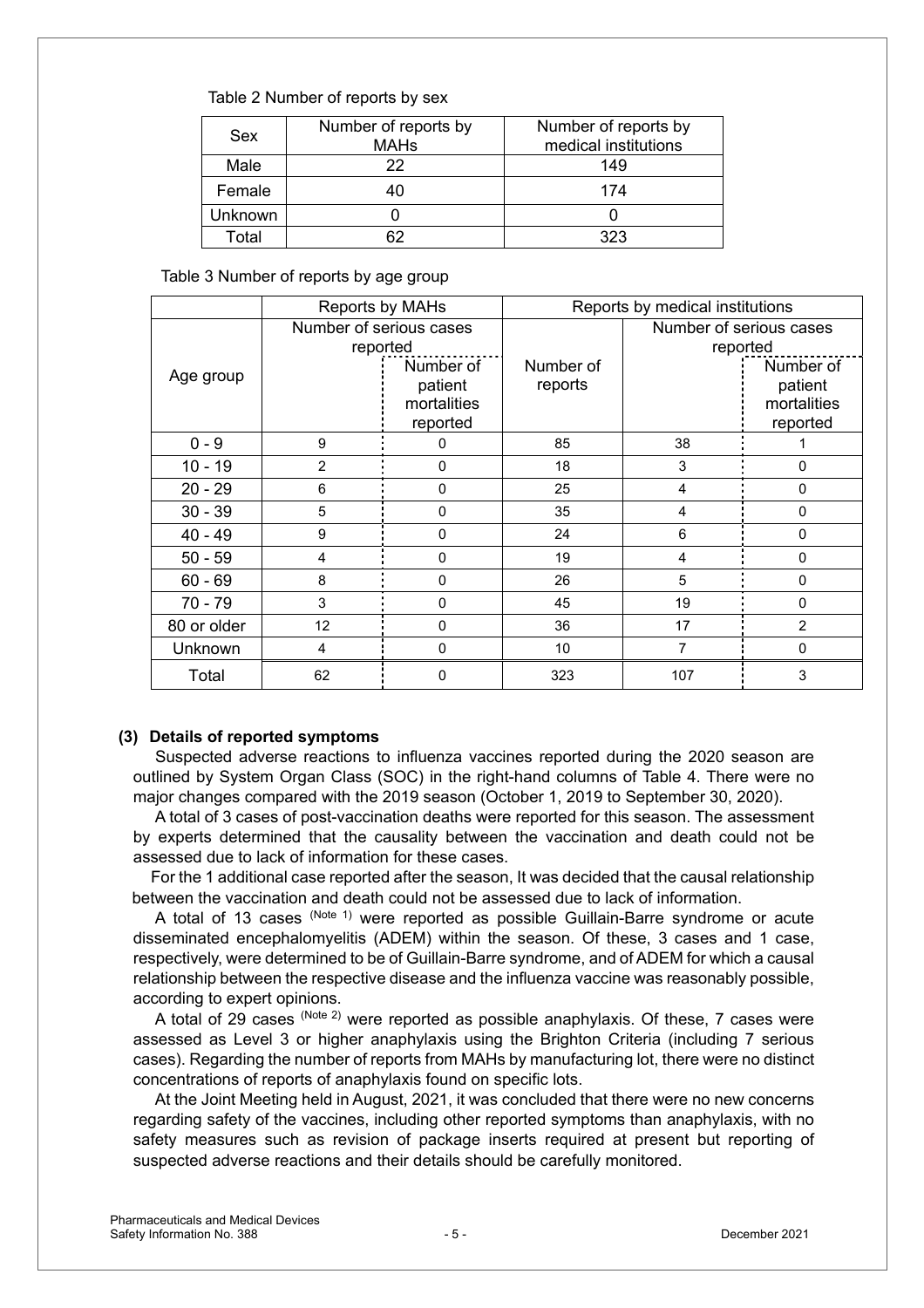Table 2 Number of reports by sex

| Sex | Number of reports by MAHs | Number of reports by medical institutions |
|---|---|---|
| Male | 22 | 149 |
| Female | 40 | 174 |
| Unknown | 0 | 0 |
| Total | 62 | 323 |

Table 3 Number of reports by age group

| Age group | Reports by MAHs | | Reports by medical institutions | | |
|---|---|---|---|---|---|
| | Number of serious cases reported | | Number of reports | Number of serious cases reported | |
| | | Number of patient mortalities reported | | | Number of patient mortalities reported |
| 0 - 9 | 9 | 0 | 85 | 38 | 1 |
| 10 - 19 | 2 | 0 | 18 | 3 | 0 |
| 20 - 29 | 6 | 0 | 25 | 4 | 0 |
| 30 - 39 | 5 | 0 | 35 | 4 | 0 |
| 40 - 49 | 9 | 0 | 24 | 6 | 0 |
| 50 - 59 | 4 | 0 | 19 | 4 | 0 |
| 60 - 69 | 8 | 0 | 26 | 5 | 0 |
| 70 - 79 | 3 | 0 | 45 | 19 | 0 |
| 80 or older | 12 | 0 | 36 | 17 | 2 |
| Unknown | 4 | 0 | 10 | 7 | 0 |
| Total | 62 | 0 | 323 | 107 | 3 |

### (3) Details of reported symptoms

Suspected adverse reactions to influenza vaccines reported during the 2020 season are outlined by System Organ Class (SOC) in the right-hand columns of Table 4. There were no major changes compared with the 2019 season (October 1, 2019 to September 30, 2020).

A total of 3 cases of post-vaccination deaths were reported for this season. The assessment by experts determined that the causality between the vaccination and death could not be assessed due to lack of information for these cases.

For the 1 additional case reported after the season, It was decided that the causal relationship between the vaccination and death could not be assessed due to lack of information.

A total of 13 cases (Note 1) were reported as possible Guillain-Barre syndrome or acute disseminated encephalomyelitis (ADEM) within the season. Of these, 3 cases and 1 case, respectively, were determined to be of Guillain-Barre syndrome, and of ADEM for which a causal relationship between the respective disease and the influenza vaccine was reasonably possible, according to expert opinions.

A total of 29 cases (Note 2) were reported as possible anaphylaxis. Of these, 7 cases were assessed as Level 3 or higher anaphylaxis using the Brighton Criteria (including 7 serious cases). Regarding the number of reports from MAHs by manufacturing lot, there were no distinct concentrations of reports of anaphylaxis found on specific lots.

At the Joint Meeting held in August, 2021, it was concluded that there were no new concerns regarding safety of the vaccines, including other reported symptoms than anaphylaxis, with no safety measures such as revision of package inserts required at present but reporting of suspected adverse reactions and their details should be carefully monitored.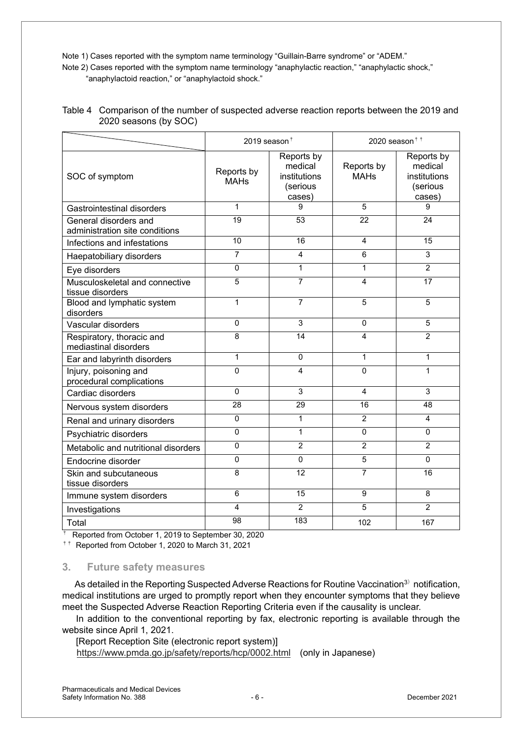Note 1) Cases reported with the symptom name terminology "Guillain-Barre syndrome" or "ADEM."

Note 2) Cases reported with the symptom name terminology "anaphylactic reaction," "anaphylactic shock," "anaphylactoid reaction," or "anaphylactoid shock."

Table 4 Comparison of the number of suspected adverse reaction reports between the 2019 and 2020 seasons (by SOC)

| | 2019 season† | | 2020 season†† | |
|---|---|---|---|---|
| SOC of symptom | Reports by MAHs | Reports by medical institutions (serious cases) | Reports by MAHs | Reports by medical institutions (serious cases) |
| Gastrointestinal disorders | 1 | 9 | 5 | 9 |
| General disorders and administration site conditions | 19 | 53 | 22 | 24 |
| Infections and infestations | 10 | 16 | 4 | 15 |
| Haepatobiliary disorders | 7 | 4 | 6 | 3 |
| Eye disorders | 0 | 1 | 1 | 2 |
| Musculoskeletal and connective tissue disorders | 5 | 7 | 4 | 17 |
| Blood and lymphatic system disorders | 1 | 7 | 5 | 5 |
| Vascular disorders | 0 | 3 | 0 | 5 |
| Respiratory, thoracic and mediastinal disorders | 8 | 14 | 4 | 2 |
| Ear and labyrinth disorders | 1 | 0 | 1 | 1 |
| Injury, poisoning and procedural complications | 0 | 4 | 0 | 1 |
| Cardiac disorders | 0 | 3 | 4 | 3 |
| Nervous system disorders | 28 | 29 | 16 | 48 |
| Renal and urinary disorders | 0 | 1 | 2 | 4 |
| Psychiatric disorders | 0 | 1 | 0 | 0 |
| Metabolic and nutritional disorders | 0 | 2 | 2 | 2 |
| Endocrine disorder | 0 | 0 | 5 | 0 |
| Skin and subcutaneous tissue disorders | 8 | 12 | 7 | 16 |
| Immune system disorders | 6 | 15 | 9 | 8 |
| Investigations | 4 | 2 | 5 | 2 |
| Total | 98 | 183 | 102 | 167 |

† Reported from October 1, 2019 to September 30, 2020

†† Reported from October 1, 2020 to March 31, 2021

## 3. Future safety measures

As detailed in the Reporting Suspected Adverse Reactions for Routine Vaccination[3] notification, medical institutions are urged to promptly report when they encounter symptoms that they believe meet the Suspected Adverse Reaction Reporting Criteria even if the causality is unclear.

In addition to the conventional reporting by fax, electronic reporting is available through the website since April 1, 2021.

[Report Reception Site (electronic report system)]

https://www.pmda.go.jp/safety/reports/hcp/0002.html (only in Japanese)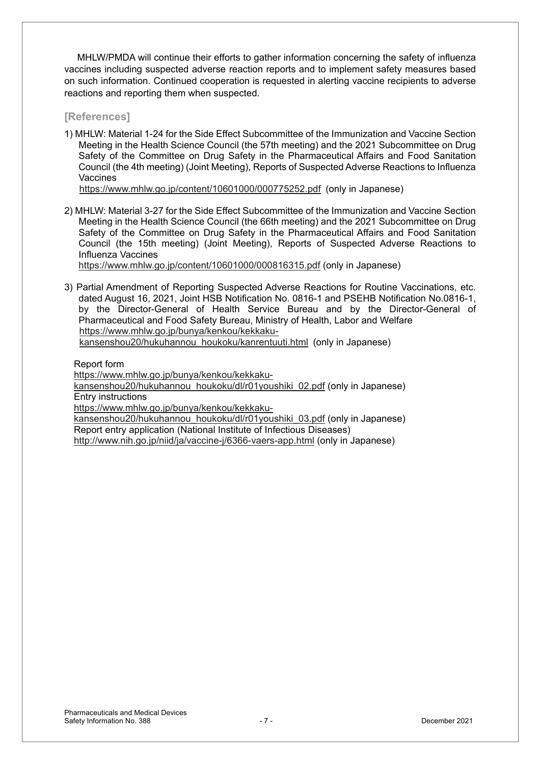MHLW/PMDA will continue their efforts to gather information concerning the safety of influenza vaccines including suspected adverse reaction reports and to implement safety measures based on such information. Continued cooperation is requested in alerting vaccine recipients to adverse reactions and reporting them when suspected.

**[References]**

1) MHLW: Material 1-24 for the Side Effect Subcommittee of the Immunization and Vaccine Section Meeting in the Health Science Council (the 57th meeting) and the 2021 Subcommittee on Drug Safety of the Committee on Drug Safety in the Pharmaceutical Affairs and Food Sanitation Council (the 4th meeting) (Joint Meeting), Reports of Suspected Adverse Reactions to Influenza Vaccines
https://www.mhlw.go.jp/content/10601000/000775252.pdf (only in Japanese)

2) MHLW: Material 3-27 for the Side Effect Subcommittee of the Immunization and Vaccine Section Meeting in the Health Science Council (the 66th meeting) and the 2021 Subcommittee on Drug Safety of the Committee on Drug Safety in the Pharmaceutical Affairs and Food Sanitation Council (the 15th meeting) (Joint Meeting), Reports of Suspected Adverse Reactions to Influenza Vaccines
https://www.mhlw.go.jp/content/10601000/000816315.pdf (only in Japanese)

3) Partial Amendment of Reporting Suspected Adverse Reactions for Routine Vaccinations, etc. dated August 16, 2021, Joint HSB Notification No. 0816-1 and PSEHB Notification No.0816-1, by the Director-General of Health Service Bureau and by the Director-General of Pharmaceutical and Food Safety Bureau, Ministry of Health, Labor and Welfare
https://www.mhlw.go.jp/bunya/kenkou/kekkaku-kansenshou20/hukuhannou_houkoku/kanrentuuti.html (only in Japanese)

Report form
https://www.mhlw.go.jp/bunya/kenkou/kekkaku-kansenshou20/hukuhannou_houkoku/dl/r01youshiki_02.pdf (only in Japanese)
Entry instructions
https://www.mhlw.go.jp/bunya/kenkou/kekkaku-kansenshou20/hukuhannou_houkoku/dl/r01youshiki_03.pdf (only in Japanese)
Report entry application (National Institute of Infectious Diseases)
http://www.nih.go.jp/niid/ja/vaccine-j/6366-vaers-app.html (only in Japanese)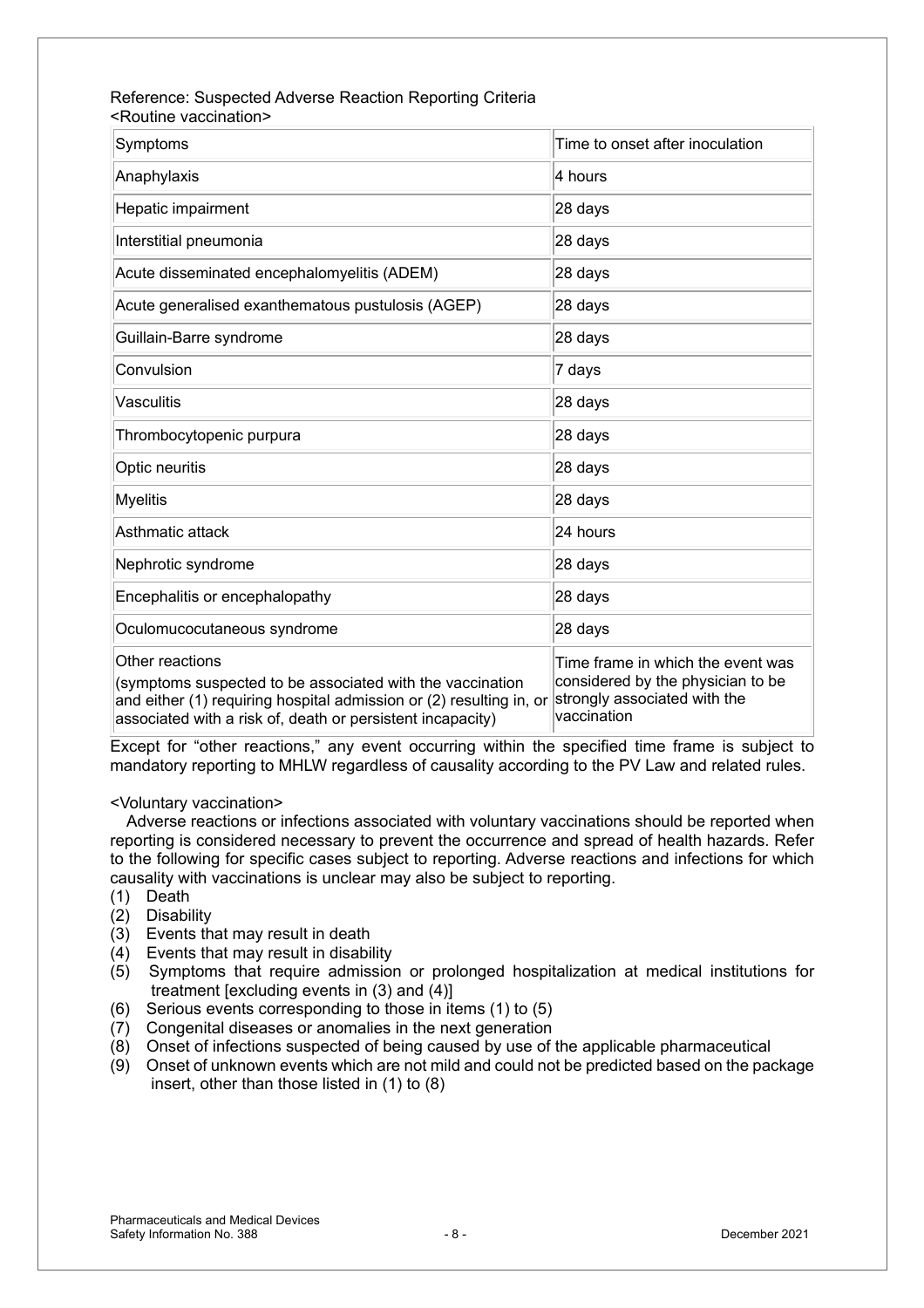Reference: Suspected Adverse Reaction Reporting Criteria

<Routine vaccination>

| Symptoms | Time to onset after inoculation |
|---|---|
| Anaphylaxis | 4 hours |
| Hepatic impairment | 28 days |
| Interstitial pneumonia | 28 days |
| Acute disseminated encephalomyelitis (ADEM) | 28 days |
| Acute generalised exanthematous pustulosis (AGEP) | 28 days |
| Guillain-Barre syndrome | 28 days |
| Convulsion | 7 days |
| Vasculitis | 28 days |
| Thrombocytopenic purpura | 28 days |
| Optic neuritis | 28 days |
| Myelitis | 28 days |
| Asthmatic attack | 24 hours |
| Nephrotic syndrome | 28 days |
| Encephalitis or encephalopathy | 28 days |
| Oculomucocutaneous syndrome | 28 days |
| Other reactions (symptoms suspected to be associated with the vaccination and either (1) requiring hospital admission or (2) resulting in, or associated with a risk of, death or persistent incapacity) | Time frame in which the event was considered by the physician to be strongly associated with the vaccination |

Except for "other reactions," any event occurring within the specified time frame is subject to mandatory reporting to MHLW regardless of causality according to the PV Law and related rules.

<Voluntary vaccination>

Adverse reactions or infections associated with voluntary vaccinations should be reported when reporting is considered necessary to prevent the occurrence and spread of health hazards. Refer to the following for specific cases subject to reporting. Adverse reactions and infections for which causality with vaccinations is unclear may also be subject to reporting.

(1) Death
(2) Disability
(3) Events that may result in death
(4) Events that may result in disability
(5) Symptoms that require admission or prolonged hospitalization at medical institutions for treatment [excluding events in (3) and (4)]
(6) Serious events corresponding to those in items (1) to (5)
(7) Congenital diseases or anomalies in the next generation
(8) Onset of infections suspected of being caused by use of the applicable pharmaceutical
(9) Onset of unknown events which are not mild and could not be predicted based on the package insert, other than those listed in (1) to (8)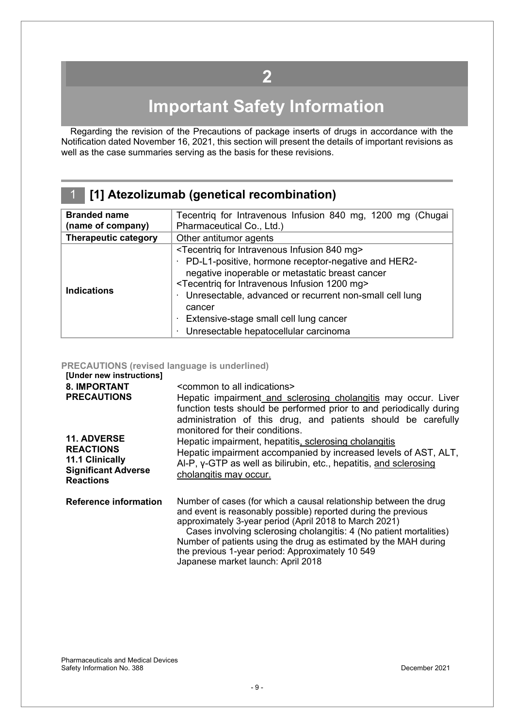# 2

# Important Safety Information

Regarding the revision of the Precautions of package inserts of drugs in accordance with the Notification dated November 16, 2021, this section will present the details of important revisions as well as the case summaries serving as the basis for these revisions.

## 1 [1] Atezolizumab (genetical recombination)

| **Branded name (name of company)** | Tecentriq for Intravenous Infusion 840 mg, 1200 mg (Chugai Pharmaceutical Co., Ltd.) |
|---|---|
| **Therapeutic category** | Other antitumor agents |
| **Indications** | <Tecentriq for Intravenous Infusion 840 mg><br>· PD-L1-positive, hormone receptor-negative and HER2-negative inoperable or metastatic breast cancer<br><Tecentriq for Intravenous Infusion 1200 mg><br>· Unresectable, advanced or recurrent non-small cell lung cancer<br>· Extensive-stage small cell lung cancer<br>· Unresectable hepatocellular carcinoma |

**PRECAUTIONS (revised language is underlined)**

**[Under new instructions]**

**8. IMPORTANT PRECAUTIONS**

<common to all indications>

Hepatic impairment <u>and sclerosing cholangitis</u> may occur. Liver function tests should be performed prior to and periodically during administration of this drug, and patients should be carefully monitored for their conditions.

**11. ADVERSE REACTIONS**
**11.1 Clinically Significant Adverse Reactions**

Hepatic impairment, hepatitis<u>, sclerosing cholangitis</u>

Hepatic impairment accompanied by increased levels of AST, ALT, Al-P, γ-GTP as well as bilirubin, etc., hepatitis, <u>and sclerosing cholangitis may occur.</u>

**Reference information**

Number of cases (for which a causal relationship between the drug and event is reasonably possible) reported during the previous approximately 3-year period (April 2018 to March 2021)

Cases involving sclerosing cholangitis: 4 (No patient mortalities)

Number of patients using the drug as estimated by the MAH during the previous 1-year period: Approximately 10 549

Japanese market launch: April 2018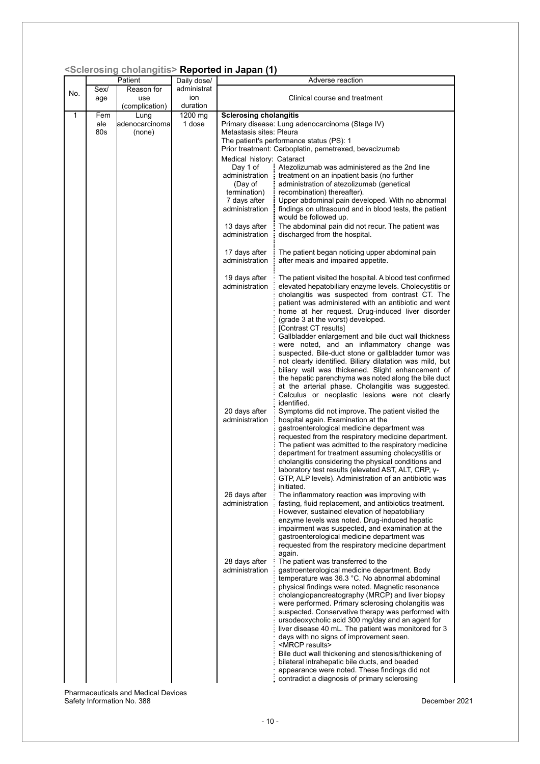## <Sclerosing cholangitis> Reported in Japan (1)

| No. | Patient | | | Daily dose/ administration duration | Adverse reaction |
|---|---|---|---|---|---|
| | Sex/ age | Reason for use (complication) | | | Clinical course and treatment |
| 1 | Female 80s | Lung adenocarcinoma (none) | | 1200 mg 1 dose | **Sclerosing cholangitis**<br>Primary disease: Lung adenocarcinoma (Stage IV)<br>Metastasis sites: Pleura<br>The patient's performance status (PS): 1<br>Prior treatment: Carboplatin, pemetrexed, bevacizumab<br>Medical history: Cataract<br>Day 1 of administration (Day of termination): Atezolizumab was administered as the 2nd line treatment on an inpatient basis (no further administration of atezolizumab (genetical recombination) thereafter).<br>7 days after administration: Upper abdominal pain developed. With no abnormal findings on ultrasound and in blood tests, the patient would be followed up.<br>13 days after administration: The abdominal pain did not recur. The patient was discharged from the hospital.<br>17 days after administration: The patient began noticing upper abdominal pain after meals and impaired appetite.<br>19 days after administration: The patient visited the hospital. A blood test confirmed elevated hepatobiliary enzyme levels. Cholecystitis or cholangitis was suspected from contrast CT. The patient was administered with an antibiotic and went home at her request. Drug-induced liver disorder (grade 3 at the worst) developed.<br>[Contrast CT results]<br>Gallbladder enlargement and bile duct wall thickness were noted, and an inflammatory change was suspected. Bile-duct stone or gallbladder tumor was not clearly identified. Biliary dilatation was mild, but biliary wall was thickened. Slight enhancement of the hepatic parenchyma was noted along the bile duct at the arterial phase. Cholangitis was suggested. Calculus or neoplastic lesions were not clearly identified.<br>20 days after administration: Symptoms did not improve. The patient visited the hospital again. Examination at the gastroenterological medicine department was requested from the respiratory medicine department. The patient was admitted to the respiratory medicine department for treatment assuming cholecystitis or cholangitis considering the physical conditions and laboratory test results (elevated AST, ALT, CRP, γ-GTP, ALP levels). Administration of an antibiotic was initiated.<br>26 days after administration: The inflammatory reaction was improving with fasting, fluid replacement, and antibiotics treatment. However, sustained elevation of hepatobiliary enzyme levels was noted. Drug-induced hepatic impairment was suspected, and examination at the gastroenterological medicine department was requested from the respiratory medicine department again.<br>28 days after administration: The patient was transferred to the gastroenterological medicine department. Body temperature was 36.3 °C. No abnormal abdominal physical findings were noted. Magnetic resonance cholangiopancreatography (MRCP) and liver biopsy were performed. Primary sclerosing cholangitis was suspected. Conservative therapy was performed with ursodeoxycholic acid 300 mg/day and an agent for liver disease 40 mL. The patient was monitored for 3 days with no signs of improvement seen.<br><MRCP results><br>Bile duct wall thickening and stenosis/thickening of bilateral intrahepatic bile ducts, and beaded appearance were noted. These findings did not contradict a diagnosis of primary sclerosing |

Pharmaceuticals and Medical Devices Safety Information No. 388 — December 2021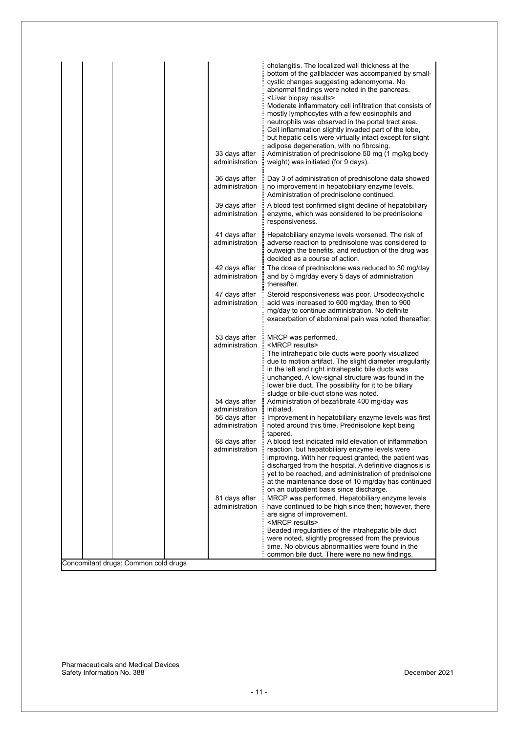| | | | | | |
|---|---|---|---|---|---|
| | | | | | cholangitis. The localized wall thickness at the bottom of the gallbladder was accompanied by small-cystic changes suggesting adenomyoma. No abnormal findings were noted in the pancreas.<br><Liver biopsy results><br>Moderate inflammatory cell infiltration that consists of mostly lymphocytes with a few eosinophils and neutrophils was observed in the portal tract area. Cell inflammation slightly invaded part of the lobe, but hepatic cells were virtually intact except for slight adipose degeneration, with no fibrosing. |
| | | | | 33 days after administration | Administration of prednisolone 50 mg (1 mg/kg body weight) was initiated (for 9 days). |
| | | | | 36 days after administration | Day 3 of administration of prednisolone data showed no improvement in hepatobiliary enzyme levels. Administration of prednisolone continued. |
| | | | | 39 days after administration | A blood test confirmed slight decline of hepatobiliary enzyme, which was considered to be prednisolone responsiveness. |
| | | | | 41 days after administration | Hepatobiliary enzyme levels worsened. The risk of adverse reaction to prednisolone was considered to outweigh the benefits, and reduction of the drug was decided as a course of action. |
| | | | | 42 days after administration | The dose of prednisolone was reduced to 30 mg/day and by 5 mg/day every 5 days of administration thereafter. |
| | | | | 47 days after administration | Steroid responsiveness was poor. Ursodeoxycholic acid was increased to 600 mg/day, then to 900 mg/day to continue administration. No definite exacerbation of abdominal pain was noted thereafter. |
| | | | | 53 days after administration | MRCP was performed.<br><MRCP results><br>The intrahepatic bile ducts were poorly visualized due to motion artifact. The slight diameter irregularity in the left and right intrahepatic bile ducts was unchanged. A low-signal structure was found in the lower bile duct. The possibility for it to be biliary sludge or bile-duct stone was noted. |
| | | | | 54 days after administration | Administration of bezafibrate 400 mg/day was initiated. |
| | | | | 56 days after administration | Improvement in hepatobiliary enzyme levels was first noted around this time. Prednisolone kept being tapered. |
| | | | | 68 days after administration | A blood test indicated mild elevation of inflammation reaction, but hepatobiliary enzyme levels were improving. With her request granted, the patient was discharged from the hospital. A definitive diagnosis is yet to be reached, and administration of prednisolone at the maintenance dose of 10 mg/day has continued on an outpatient basis since discharge. |
| | | | | 81 days after administration | MRCP was performed. Hepatobiliary enzyme levels have continued to be high since then; however, there are signs of improvement.<br><MRCP results><br>Beaded irregularities of the intrahepatic bile duct were noted, slightly progressed from the previous time. No obvious abnormalities were found in the common bile duct. There were no new findings. |
| Concomitant drugs: Common cold drugs | | | | | |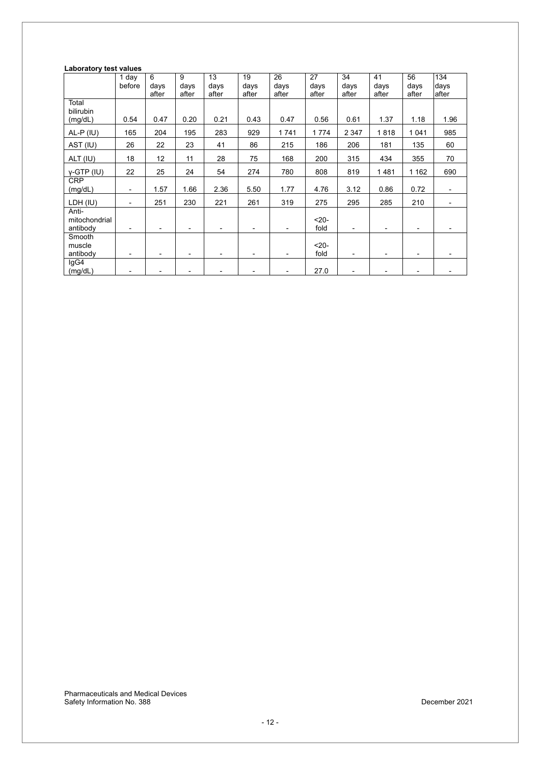**Laboratory test values**

| | 1 day before | 6 days after | 9 days after | 13 days after | 19 days after | 26 days after | 27 days after | 34 days after | 41 days after | 56 days after | 134 days after |
|---|---|---|---|---|---|---|---|---|---|---|---|
| Total bilirubin (mg/dL) | 0.54 | 0.47 | 0.20 | 0.21 | 0.43 | 0.47 | 0.56 | 0.61 | 1.37 | 1.18 | 1.96 |
| AL-P (IU) | 165 | 204 | 195 | 283 | 929 | 1 741 | 1 774 | 2 347 | 1 818 | 1 041 | 985 |
| AST (IU) | 26 | 22 | 23 | 41 | 86 | 215 | 186 | 206 | 181 | 135 | 60 |
| ALT (IU) | 18 | 12 | 11 | 28 | 75 | 168 | 200 | 315 | 434 | 355 | 70 |
| γ-GTP (IU) | 22 | 25 | 24 | 54 | 274 | 780 | 808 | 819 | 1 481 | 1 162 | 690 |
| CRP (mg/dL) | - | 1.57 | 1.66 | 2.36 | 5.50 | 1.77 | 4.76 | 3.12 | 0.86 | 0.72 | - |
| LDH (IU) | - | 251 | 230 | 221 | 261 | 319 | 275 | 295 | 285 | 210 | - |
| Anti-mitochondrial antibody | - | - | - | - | - | - | <20-fold | - | - | - | - |
| Smooth muscle antibody | - | - | - | - | - | - | <20-fold | - | - | - | - |
| IgG4 (mg/dL) | - | - | - | - | - | - | 27.0 | - | - | - | - |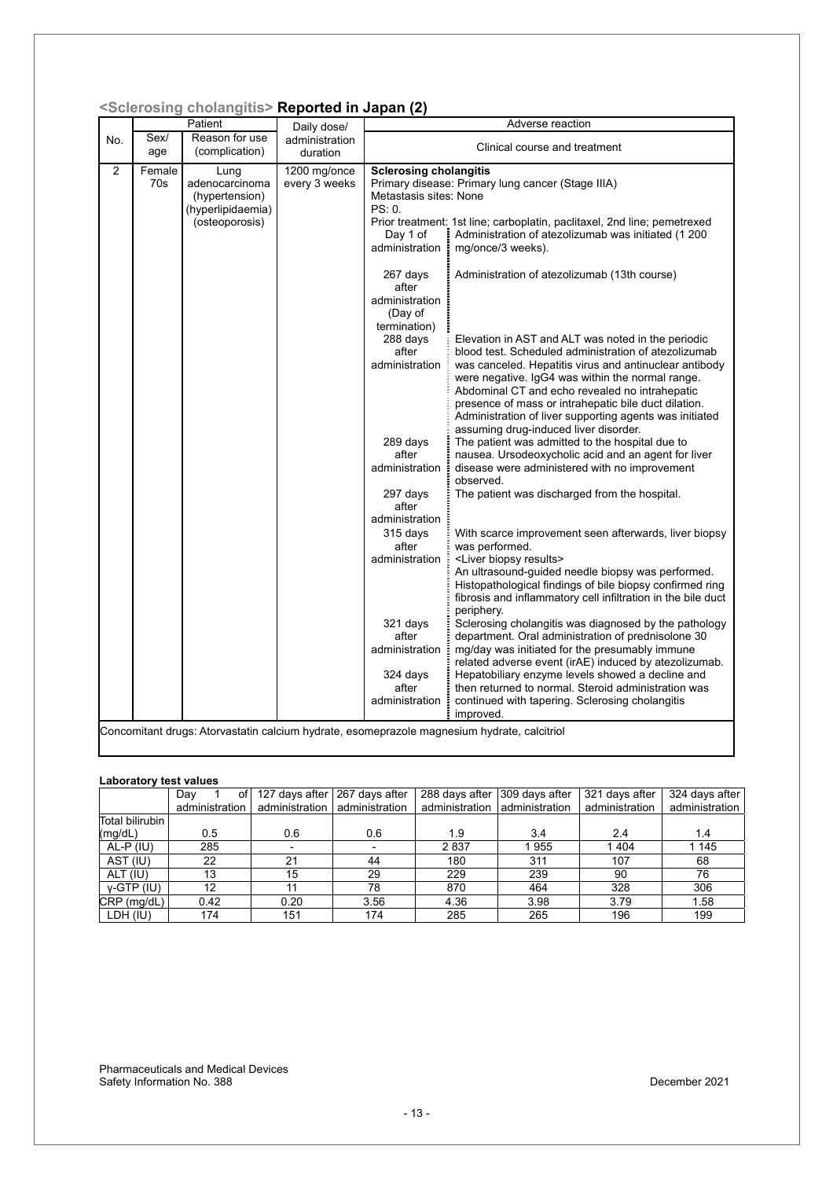## <Sclerosing cholangitis> Reported in Japan (2)

| No. | Patient | | | Daily dose/ administration duration | Adverse reaction | |
|---|---|---|---|---|---|---|
| | Sex/ age | Reason for use (complication) | | | Clinical course and treatment | |
| 2 | Female 70s | Lung adenocarcinoma (hypertension) (hyperlipidaemia) (osteoporosis) | | 1200 mg/once every 3 weeks | **Sclerosing cholangitis**<br>Primary disease: Primary lung cancer (Stage IIIA)<br>Metastasis sites: None<br>PS: 0.<br>Prior treatment: 1st line; carboplatin, paclitaxel, 2nd line; pemetrexed | |
| | | | | | Day 1 of administration | Administration of atezolizumab was initiated (1 200 mg/once/3 weeks). |
| | | | | | 267 days after administration (Day of termination) | Administration of atezolizumab (13th course) |
| | | | | | 288 days after administration | Elevation in AST and ALT was noted in the periodic blood test. Scheduled administration of atezolizumab was canceled. Hepatitis virus and antinuclear antibody were negative. IgG4 was within the normal range. Abdominal CT and echo revealed no intrahepatic presence of mass or intrahepatic bile duct dilation. Administration of liver supporting agents was initiated assuming drug-induced liver disorder. |
| | | | | | 289 days after administration | The patient was admitted to the hospital due to nausea. Ursodeoxycholic acid and an agent for liver disease were administered with no improvement observed. |
| | | | | | 297 days after administration | The patient was discharged from the hospital. |
| | | | | | 315 days after administration | With scarce improvement seen afterwards, liver biopsy was performed.<br><Liver biopsy results><br>An ultrasound-guided needle biopsy was performed. Histopathological findings of bile biopsy confirmed ring fibrosis and inflammatory cell infiltration in the bile duct periphery. |
| | | | | | 321 days after administration | Sclerosing cholangitis was diagnosed by the pathology department. Oral administration of prednisolone 30 mg/day was initiated for the presumably immune related adverse event (irAE) induced by atezolizumab. |
| | | | | | 324 days after administration | Hepatobiliary enzyme levels showed a decline and then returned to normal. Steroid administration was continued with tapering. Sclerosing cholangitis improved. |

Concomitant drugs: Atorvastatin calcium hydrate, esomeprazole magnesium hydrate, calcitriol

**Laboratory test values**

| | Day 1 of administration | 127 days after administration | 267 days after administration | 288 days after administration | 309 days after administration | 321 days after administration | 324 days after administration |
|---|---|---|---|---|---|---|---|
| Total bilirubin (mg/dL) | 0.5 | 0.6 | 0.6 | 1.9 | 3.4 | 2.4 | 1.4 |
| AL-P (IU) | 285 | - | - | 2 837 | 1 955 | 1 404 | 1 145 |
| AST (IU) | 22 | 21 | 44 | 180 | 311 | 107 | 68 |
| ALT (IU) | 13 | 15 | 29 | 229 | 239 | 90 | 76 |
| γ-GTP (IU) | 12 | 11 | 78 | 870 | 464 | 328 | 306 |
| CRP (mg/dL) | 0.42 | 0.20 | 3.56 | 4.36 | 3.98 | 3.79 | 1.58 |
| LDH (IU) | 174 | 151 | 174 | 285 | 265 | 196 | 199 |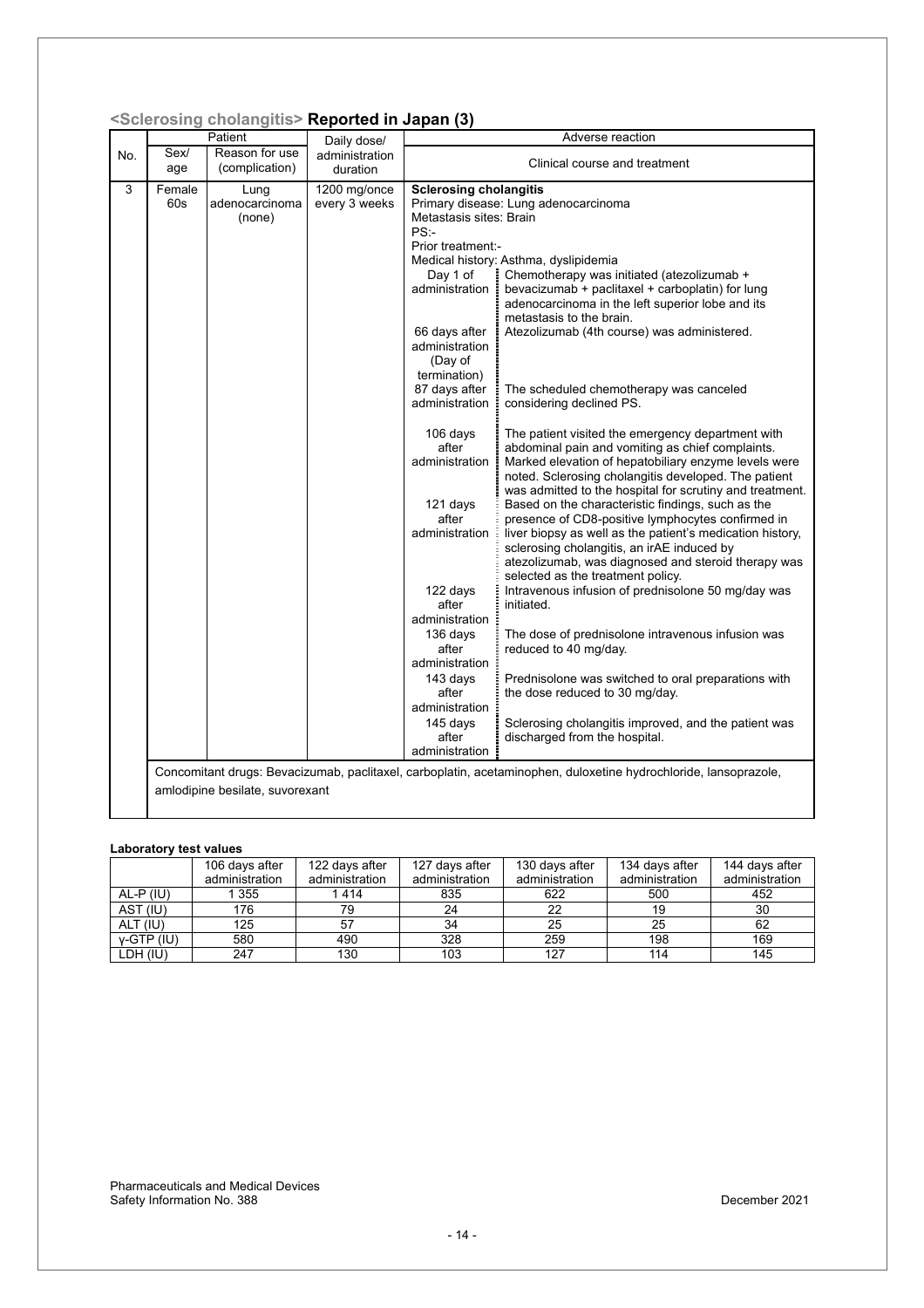## <Sclerosing cholangitis> Reported in Japan (3)

| No. | Patient | | | Daily dose/ administration duration | Adverse reaction |
|---|---|---|---|---|---|
| | Sex/ age | Reason for use (complication) | | | Clinical course and treatment |
| 3 | Female 60s | Lung adenocarcinoma (none) | | 1200 mg/once every 3 weeks | **Sclerosing cholangitis**<br>Primary disease: Lung adenocarcinoma<br>Metastasis sites: Brain<br>PS:-<br>Prior treatment:-<br>Medical history: Asthma, dyslipidemia<br>Day 1 of administration: Chemotherapy was initiated (atezolizumab + bevacizumab + paclitaxel + carboplatin) for lung adenocarcinoma in the left superior lobe and its metastasis to the brain.<br>66 days after administration (Day of termination): Atezolizumab (4th course) was administered.<br>87 days after administration: The scheduled chemotherapy was canceled considering declined PS.<br>106 days after administration: The patient visited the emergency department with abdominal pain and vomiting as chief complaints. Marked elevation of hepatobiliary enzyme levels were noted. Sclerosing cholangitis developed. The patient was admitted to the hospital for scrutiny and treatment.<br>121 days after administration: Based on the characteristic findings, such as the presence of CD8-positive lymphocytes confirmed in liver biopsy as well as the patient's medication history, sclerosing cholangitis, an irAE induced by atezolizumab, was diagnosed and steroid therapy was selected as the treatment policy.<br>122 days after administration: Intravenous infusion of prednisolone 50 mg/day was initiated.<br>136 days after administration: The dose of prednisolone intravenous infusion was reduced to 40 mg/day.<br>143 days after administration: Prednisolone was switched to oral preparations with the dose reduced to 30 mg/day.<br>145 days after administration: Sclerosing cholangitis improved, and the patient was discharged from the hospital. |
| | Concomitant drugs: Bevacizumab, paclitaxel, carboplatin, acetaminophen, duloxetine hydrochloride, lansoprazole, amlodipine besilate, suvorexant | | | | |

**Laboratory test values**

| | 106 days after administration | 122 days after administration | 127 days after administration | 130 days after administration | 134 days after administration | 144 days after administration |
|---|---|---|---|---|---|---|
| AL-P (IU) | 1 355 | 1 414 | 835 | 622 | 500 | 452 |
| AST (IU) | 176 | 79 | 24 | 22 | 19 | 30 |
| ALT (IU) | 125 | 57 | 34 | 25 | 25 | 62 |
| γ-GTP (IU) | 580 | 490 | 328 | 259 | 198 | 169 |
| LDH (IU) | 247 | 130 | 103 | 127 | 114 | 145 |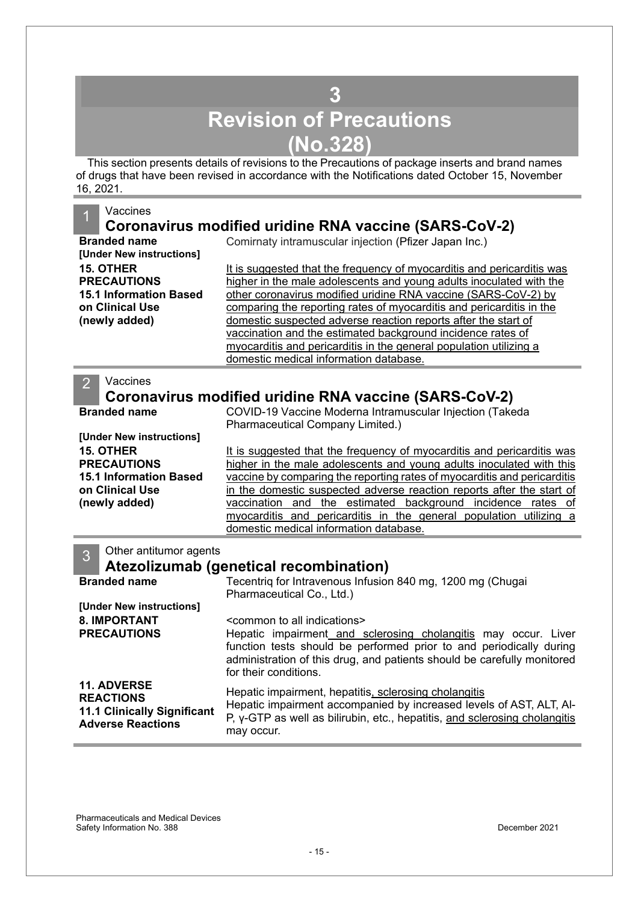# 3
# Revision of Precautions (No.328)

This section presents details of revisions to the Precautions of package inserts and brand names of drugs that have been revised in accordance with the Notifications dated October 15, November 16, 2021.

## 1 Vaccines
### Coronavirus modified uridine RNA vaccine (SARS-CoV-2)

| | |
|---|---|
| **Branded name** | Comirnaty intramuscular injection (Pfizer Japan Inc.) |
| **[Under New instructions]** | |
| **15. OTHER PRECAUTIONS 15.1 Information Based on Clinical Use (newly added)** | It is suggested that the frequency of myocarditis and pericarditis was higher in the male adolescents and young adults inoculated with the other coronavirus modified uridine RNA vaccine (SARS-CoV-2) by comparing the reporting rates of myocarditis and pericarditis in the domestic suspected adverse reaction reports after the start of vaccination and the estimated background incidence rates of myocarditis and pericarditis in the general population utilizing a domestic medical information database. |

## 2 Vaccines
### Coronavirus modified uridine RNA vaccine (SARS-CoV-2)

| | |
|---|---|
| **Branded name** | COVID-19 Vaccine Moderna Intramuscular Injection (Takeda Pharmaceutical Company Limited.) |
| **[Under New instructions]** | |
| **15. OTHER PRECAUTIONS 15.1 Information Based on Clinical Use (newly added)** | It is suggested that the frequency of myocarditis and pericarditis was higher in the male adolescents and young adults inoculated with this vaccine by comparing the reporting rates of myocarditis and pericarditis in the domestic suspected adverse reaction reports after the start of vaccination and the estimated background incidence rates of myocarditis and pericarditis in the general population utilizing a domestic medical information database. |

## 3 Other antitumor agents
### Atezolizumab (genetical recombination)

| | |
|---|---|
| **Branded name** | Tecentriq for Intravenous Infusion 840 mg, 1200 mg (Chugai Pharmaceutical Co., Ltd.) |
| **[Under New instructions]** | |
| **8. IMPORTANT PRECAUTIONS** | <common to all indications> Hepatic impairment and sclerosing cholangitis may occur. Liver function tests should be performed prior to and periodically during administration of this drug, and patients should be carefully monitored for their conditions. |
| **11. ADVERSE REACTIONS 11.1 Clinically Significant Adverse Reactions** | Hepatic impairment, hepatitis, sclerosing cholangitis<br>Hepatic impairment accompanied by increased levels of AST, ALT, Al-P, γ-GTP as well as bilirubin, etc., hepatitis, and sclerosing cholangitis may occur. |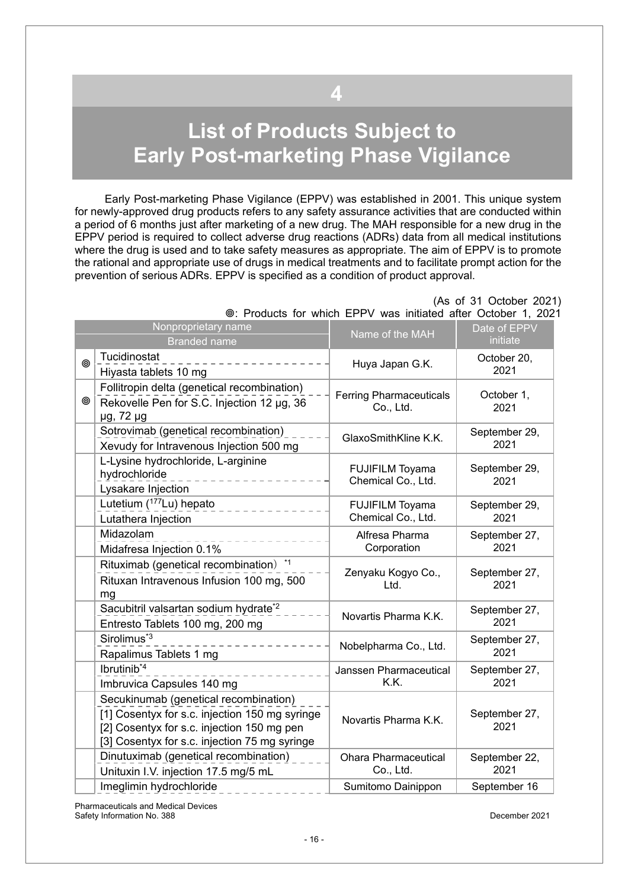# 4

# List of Products Subject to Early Post-marketing Phase Vigilance

Early Post-marketing Phase Vigilance (EPPV) was established in 2001. This unique system for newly-approved drug products refers to any safety assurance activities that are conducted within a period of 6 months just after marketing of a new drug. The MAH responsible for a new drug in the EPPV period is required to collect adverse drug reactions (ADRs) data from all medical institutions where the drug is used and to take safety measures as appropriate. The aim of EPPV is to promote the rational and appropriate use of drugs in medical treatments and to facilitate prompt action for the prevention of serious ADRs. EPPV is specified as a condition of product approval.

(As of 31 October 2021)

◎: Products for which EPPV was initiated after October 1, 2021

| | Nonproprietary name / Branded name | Name of the MAH | Date of EPPV initiate |
|---|---|---|---|
| ◎ | Tucidinostat<br>Hiyasta tablets 10 mg | Huya Japan G.K. | October 20, 2021 |
| ◎ | Follitropin delta (genetical recombination)<br>Rekovelle Pen for S.C. Injection 12 μg, 36 μg, 72 μg | Ferring Pharmaceuticals Co., Ltd. | October 1, 2021 |
| | Sotrovimab (genetical recombination)<br>Xevudy for Intravenous Injection 500 mg | GlaxoSmithKline K.K. | September 29, 2021 |
| | L-Lysine hydrochloride, L-arginine hydrochloride<br>Lysakare Injection | FUJIFILM Toyama Chemical Co., Ltd. | September 29, 2021 |
| | Lutetium ($^{177}$Lu) hepato<br>Lutathera Injection | FUJIFILM Toyama Chemical Co., Ltd. | September 29, 2021 |
| | Midazolam<br>Midafresa Injection 0.1% | Alfresa Pharma Corporation | September 27, 2021 |
| | Rituximab (genetical recombination) [*1]<br>Rituxan Intravenous Infusion 100 mg, 500 mg | Zenyaku Kogyo Co., Ltd. | September 27, 2021 |
| | Sacubitril valsartan sodium hydrate[*2]<br>Entresto Tablets 100 mg, 200 mg | Novartis Pharma K.K. | September 27, 2021 |
| | Sirolimus[*3]<br>Rapalimus Tablets 1 mg | Nobelpharma Co., Ltd. | September 27, 2021 |
| | Ibrutinib[*4]<br>Imbruvica Capsules 140 mg | Janssen Pharmaceutical K.K. | September 27, 2021 |
| | Secukinumab (genetical recombination)<br>[1] Cosentyx for s.c. injection 150 mg syringe<br>[2] Cosentyx for s.c. injection 150 mg pen<br>[3] Cosentyx for s.c. injection 75 mg syringe | Novartis Pharma K.K. | September 27, 2021 |
| | Dinutuximab (genetical recombination)<br>Unituxin I.V. injection 17.5 mg/5 mL | Ohara Pharmaceutical Co., Ltd. | September 22, 2021 |
| | Imeglimin hydrochloride | Sumitomo Dainippon | September 16 |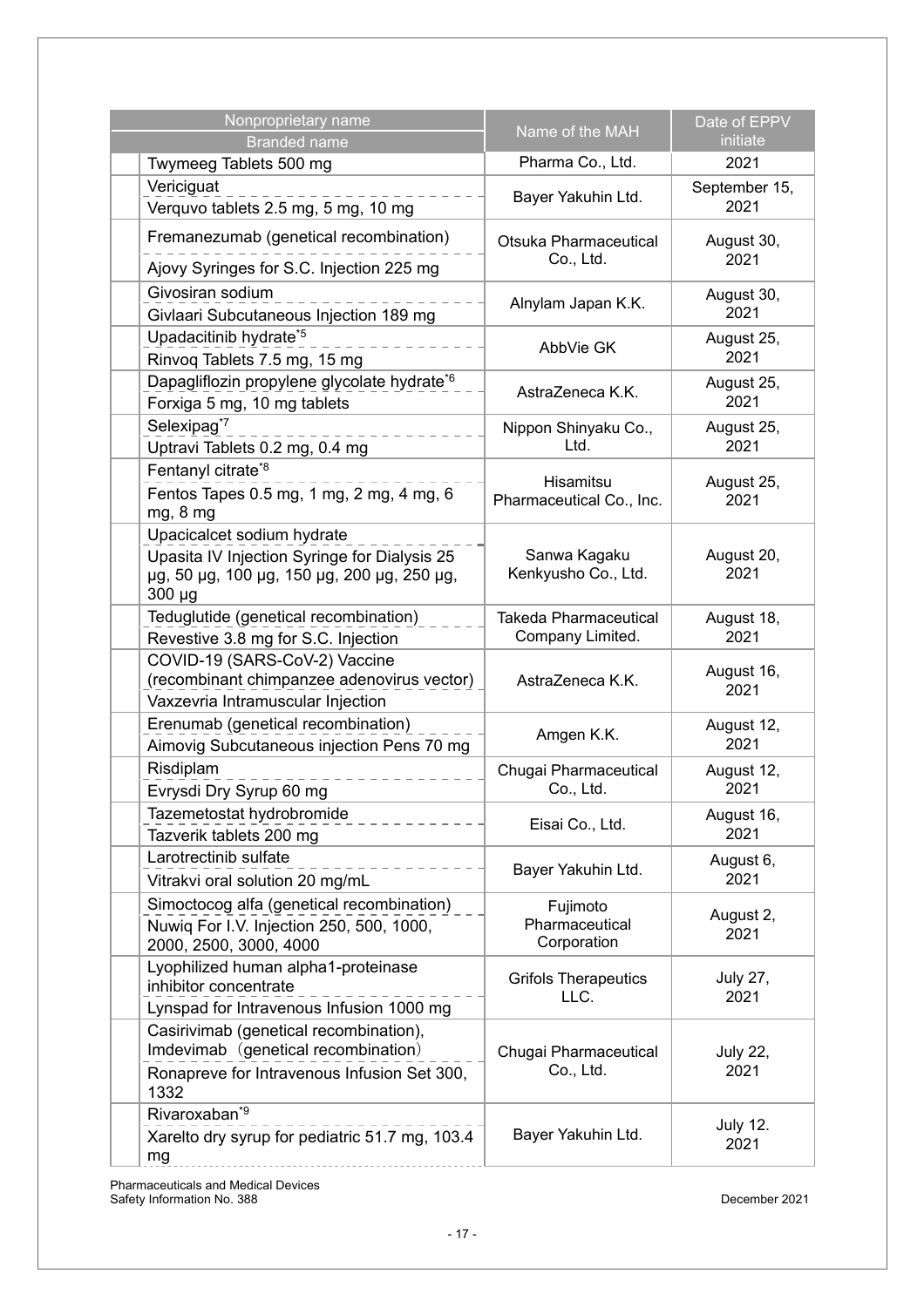| Nonproprietary name / Branded name | Name of the MAH | Date of EPPV initiate |
|---|---|---|
| Twymeeg Tablets 500 mg | Pharma Co., Ltd. | 2021 |
| Vericiguat<br>Verquvo tablets 2.5 mg, 5 mg, 10 mg | Bayer Yakuhin Ltd. | September 15, 2021 |
| Fremanezumab (genetical recombination)<br>Ajovy Syringes for S.C. Injection 225 mg | Otsuka Pharmaceutical Co., Ltd. | August 30, 2021 |
| Givosiran sodium<br>Givlaari Subcutaneous Injection 189 mg | Alnylam Japan K.K. | August 30, 2021 |
| Upadacitinib hydrate*5<br>Rinvoq Tablets 7.5 mg, 15 mg | AbbVie GK | August 25, 2021 |
| Dapagliflozin propylene glycolate hydrate*6<br>Forxiga 5 mg, 10 mg tablets | AstraZeneca K.K. | August 25, 2021 |
| Selexipag*7<br>Uptravi Tablets 0.2 mg, 0.4 mg | Nippon Shinyaku Co., Ltd. | August 25, 2021 |
| Fentanyl citrate*8<br>Fentos Tapes 0.5 mg, 1 mg, 2 mg, 4 mg, 6 mg, 8 mg | Hisamitsu Pharmaceutical Co., Inc. | August 25, 2021 |
| Upacicalcet sodium hydrate<br>Upasita IV Injection Syringe for Dialysis 25 µg, 50 µg, 100 µg, 150 µg, 200 µg, 250 µg, 300 µg | Sanwa Kagaku Kenkyusho Co., Ltd. | August 20, 2021 |
| Teduglutide (genetical recombination)<br>Revestive 3.8 mg for S.C. Injection | Takeda Pharmaceutical Company Limited. | August 18, 2021 |
| COVID-19 (SARS-CoV-2) Vaccine (recombinant chimpanzee adenovirus vector)<br>Vaxzevria Intramuscular Injection | AstraZeneca K.K. | August 16, 2021 |
| Erenumab (genetical recombination)<br>Aimovig Subcutaneous injection Pens 70 mg | Amgen K.K. | August 12, 2021 |
| Risdiplam<br>Evrysdi Dry Syrup 60 mg | Chugai Pharmaceutical Co., Ltd. | August 12, 2021 |
| Tazemetostat hydrobromide<br>Tazverik tablets 200 mg | Eisai Co., Ltd. | August 16, 2021 |
| Larotrectinib sulfate<br>Vitrakvi oral solution 20 mg/mL | Bayer Yakuhin Ltd. | August 6, 2021 |
| Simoctocog alfa (genetical recombination)<br>Nuwiq For I.V. Injection 250, 500, 1000, 2000, 2500, 3000, 4000 | Fujimoto Pharmaceutical Corporation | August 2, 2021 |
| Lyophilized human alpha1-proteinase inhibitor concentrate<br>Lynspad for Intravenous Infusion 1000 mg | Grifols Therapeutics LLC. | July 27, 2021 |
| Casirivimab (genetical recombination), Imdevimab（genetical recombination）<br>Ronapreve for Intravenous Infusion Set 300, 1332 | Chugai Pharmaceutical Co., Ltd. | July 22, 2021 |
| Rivaroxaban*9<br>Xarelto dry syrup for pediatric 51.7 mg, 103.4 mg | Bayer Yakuhin Ltd. | July 12. 2021 |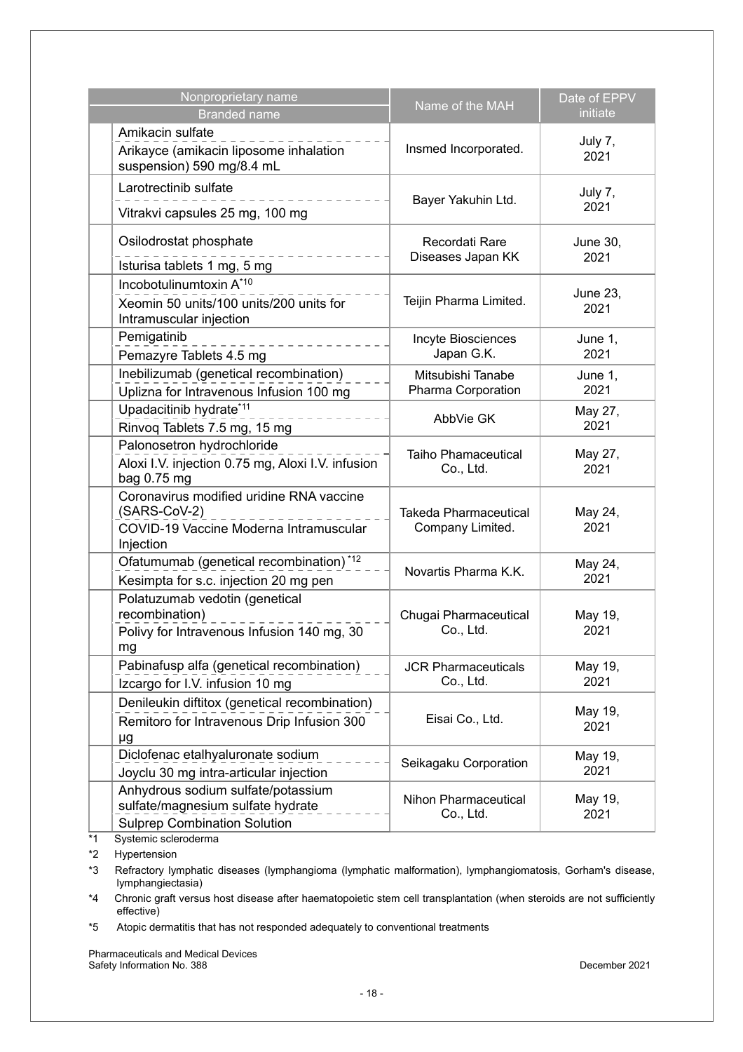| Nonproprietary name / Branded name | Name of the MAH | Date of EPPV initiate |
|---|---|---|
| Amikacin sulfate<br>Arikayce (amikacin liposome inhalation suspension) 590 mg/8.4 mL | Insmed Incorporated. | July 7, 2021 |
| Larotrectinib sulfate<br>Vitrakvi capsules 25 mg, 100 mg | Bayer Yakuhin Ltd. | July 7, 2021 |
| Osilodrostat phosphate<br>Isturisa tablets 1 mg, 5 mg | Recordati Rare Diseases Japan KK | June 30, 2021 |
| Incobotulinumtoxin A[*10]<br>Xeomin 50 units/100 units/200 units for Intramuscular injection | Teijin Pharma Limited. | June 23, 2021 |
| Pemigatinib<br>Pemazyre Tablets 4.5 mg | Incyte Biosciences Japan G.K. | June 1, 2021 |
| Inebilizumab (genetical recombination)<br>Uplizna for Intravenous Infusion 100 mg | Mitsubishi Tanabe Pharma Corporation | June 1, 2021 |
| Upadacitinib hydrate[*11]<br>Rinvoq Tablets 7.5 mg, 15 mg | AbbVie GK | May 27, 2021 |
| Palonosetron hydrochloride<br>Aloxi I.V. injection 0.75 mg, Aloxi I.V. infusion bag 0.75 mg | Taiho Phamaceutical Co., Ltd. | May 27, 2021 |
| Coronavirus modified uridine RNA vaccine (SARS-CoV-2)<br>COVID-19 Vaccine Moderna Intramuscular Injection | Takeda Pharmaceutical Company Limited. | May 24, 2021 |
| Ofatumumab (genetical recombination)[*12]<br>Kesimpta for s.c. injection 20 mg pen | Novartis Pharma K.K. | May 24, 2021 |
| Polatuzumab vedotin (genetical recombination)<br>Polivy for Intravenous Infusion 140 mg, 30 mg | Chugai Pharmaceutical Co., Ltd. | May 19, 2021 |
| Pabinafusp alfa (genetical recombination)<br>Izcargo for I.V. infusion 10 mg | JCR Pharmaceuticals Co., Ltd. | May 19, 2021 |
| Denileukin diftitox (genetical recombination)<br>Remitoro for Intravenous Drip Infusion 300 μg | Eisai Co., Ltd. | May 19, 2021 |
| Diclofenac etalhyaluronate sodium<br>Joyclu 30 mg intra-articular injection | Seikagaku Corporation | May 19, 2021 |
| Anhydrous sodium sulfate/potassium sulfate/magnesium sulfate hydrate<br>Sulprep Combination Solution | Nihon Pharmaceutical Co., Ltd. | May 19, 2021 |

*1 Systemic scleroderma

*2 Hypertension

*3 Refractory lymphatic diseases (lymphangioma (lymphatic malformation), lymphangiomatosis, Gorham's disease, lymphangiectasia)

*4 Chronic graft versus host disease after haematopoietic stem cell transplantation (when steroids are not sufficiently effective)

*5 Atopic dermatitis that has not responded adequately to conventional treatments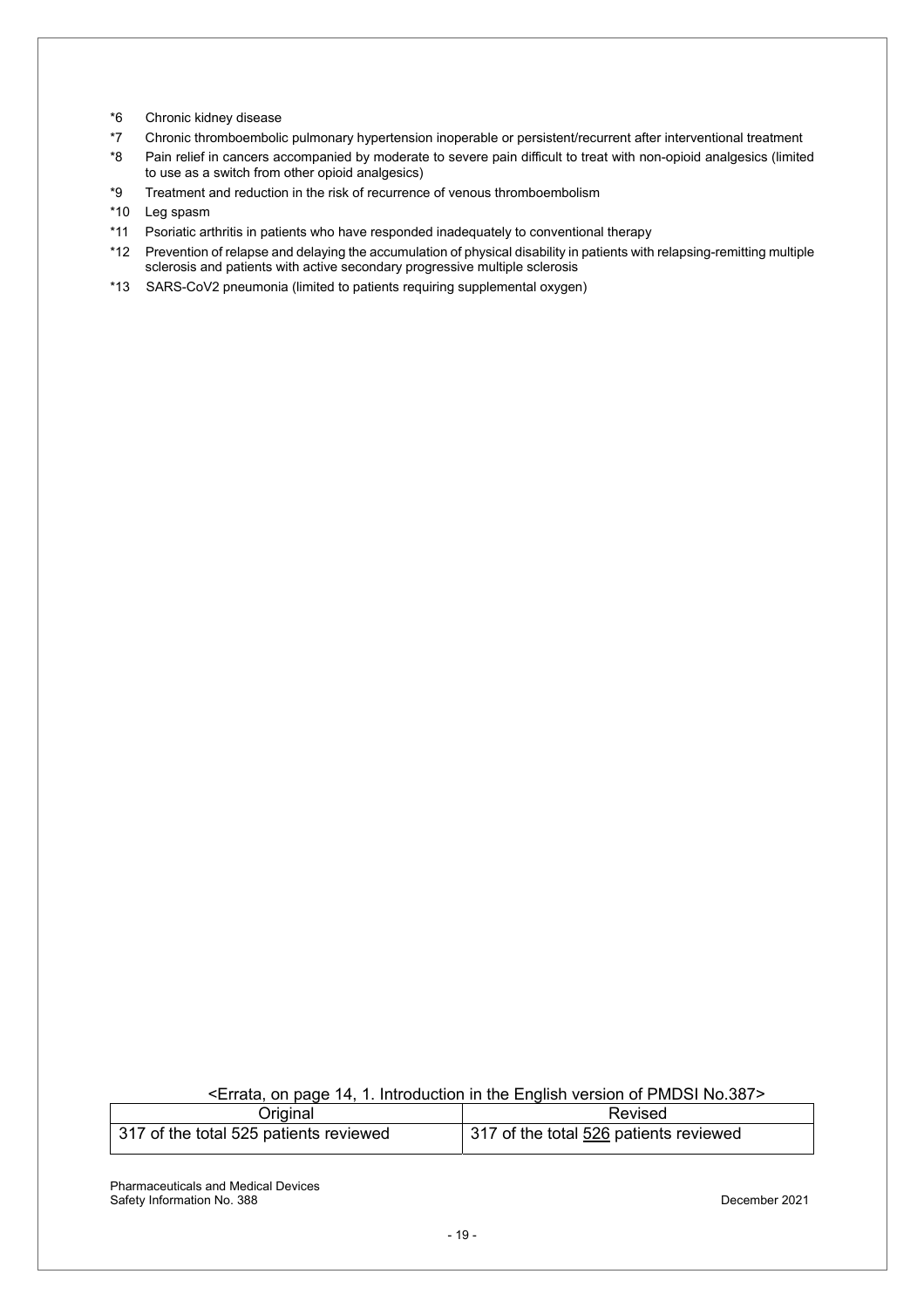*6 Chronic kidney disease

*7 Chronic thromboembolic pulmonary hypertension inoperable or persistent/recurrent after interventional treatment

*8 Pain relief in cancers accompanied by moderate to severe pain difficult to treat with non-opioid analgesics (limited to use as a switch from other opioid analgesics)

*9 Treatment and reduction in the risk of recurrence of venous thromboembolism

*10 Leg spasm

*11 Psoriatic arthritis in patients who have responded inadequately to conventional therapy

*12 Prevention of relapse and delaying the accumulation of physical disability in patients with relapsing-remitting multiple sclerosis and patients with active secondary progressive multiple sclerosis

*13 SARS-CoV2 pneumonia (limited to patients requiring supplemental oxygen)

<Errata, on page 14, 1. Introduction in the English version of PMDSI No.387>

| Original | Revised |
| --- | --- |
| 317 of the total 525 patients reviewed | 317 of the total 526 patients reviewed |